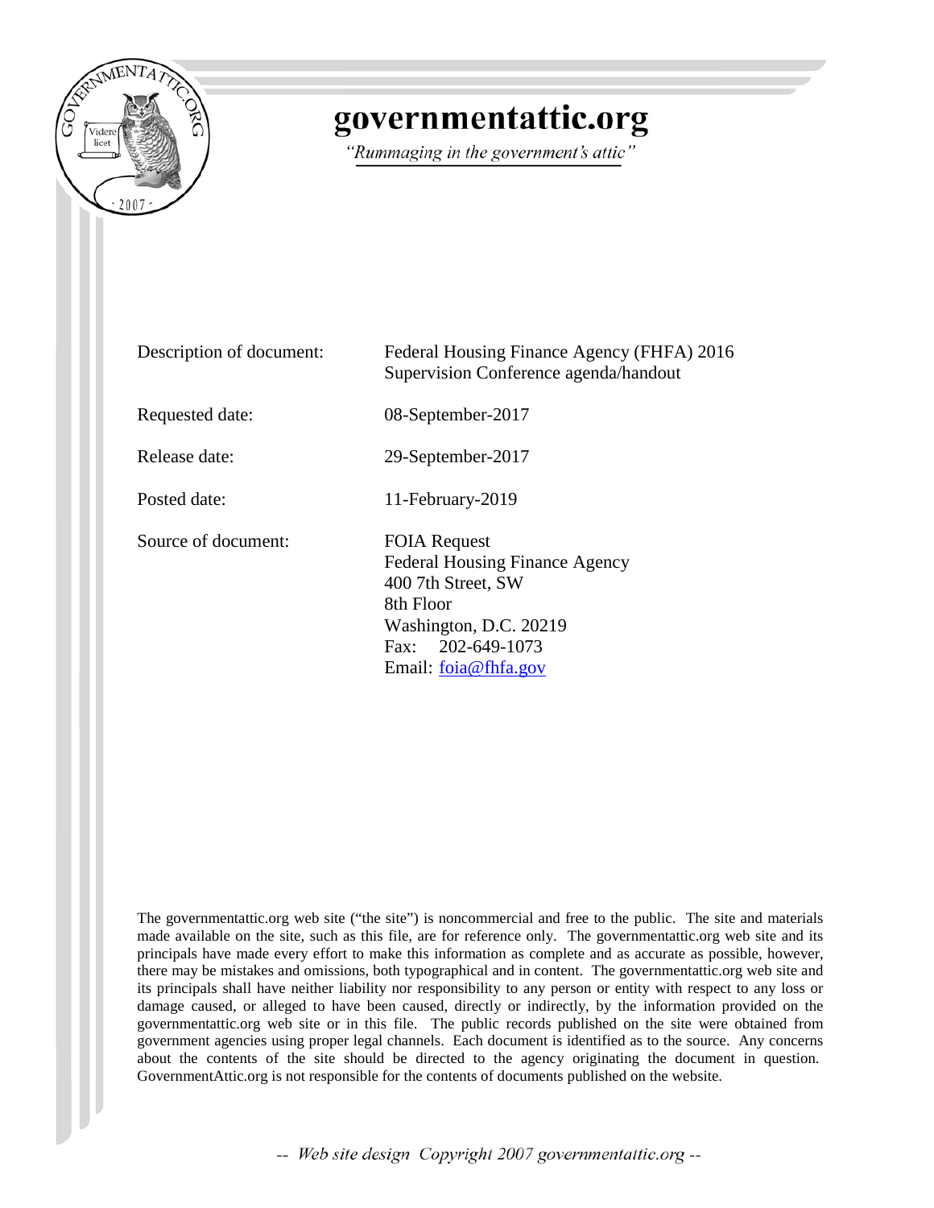# governmentattic.org

*"Rummaging in the government's attic"*

| | |
|---|---|
| Description of document: | Federal Housing Finance Agency (FHFA) 2016 Supervision Conference agenda/handout |
| Requested date: | 08-September-2017 |
| Release date: | 29-September-2017 |
| Posted date: | 11-February-2019 |
| Source of document: | FOIA Request<br>Federal Housing Finance Agency<br>400 7th Street, SW<br>8th Floor<br>Washington, D.C. 20219<br>Fax: 202-649-1073<br>Email: foia@fhfa.gov |

The governmentattic.org web site ("the site") is noncommercial and free to the public. The site and materials made available on the site, such as this file, are for reference only. The governmentattic.org web site and its principals have made every effort to make this information as complete and as accurate as possible, however, there may be mistakes and omissions, both typographical and in content. The governmentattic.org web site and its principals shall have neither liability nor responsibility to any person or entity with respect to any loss or damage caused, or alleged to have been caused, directly or indirectly, by the information provided on the governmentattic.org web site or in this file. The public records published on the site were obtained from government agencies using proper legal channels. Each document is identified as to the source. Any concerns about the contents of the site should be directed to the agency originating the document in question. GovernmentAttic.org is not responsible for the contents of documents published on the website.

-- Web site design Copyright 2007 governmentattic.org --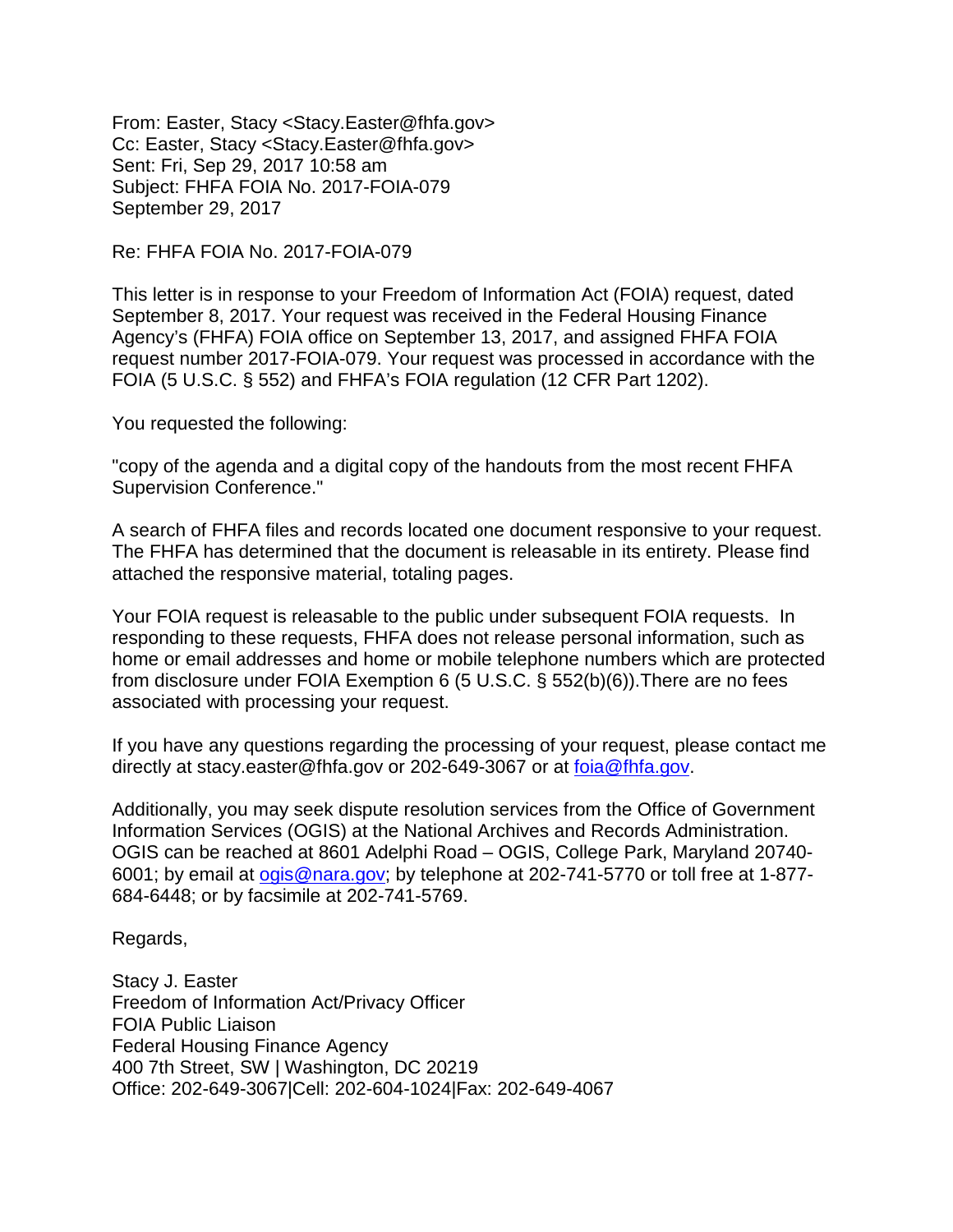From: Easter, Stacy <Stacy.Easter@fhfa.gov>
Cc: Easter, Stacy <Stacy.Easter@fhfa.gov>
Sent: Fri, Sep 29, 2017 10:58 am
Subject: FHFA FOIA No. 2017-FOIA-079
September 29, 2017

Re: FHFA FOIA No. 2017-FOIA-079

This letter is in response to your Freedom of Information Act (FOIA) request, dated September 8, 2017. Your request was received in the Federal Housing Finance Agency's (FHFA) FOIA office on September 13, 2017, and assigned FHFA FOIA request number 2017-FOIA-079. Your request was processed in accordance with the FOIA (5 U.S.C. § 552) and FHFA's FOIA regulation (12 CFR Part 1202).

You requested the following:

"copy of the agenda and a digital copy of the handouts from the most recent FHFA Supervision Conference."

A search of FHFA files and records located one document responsive to your request. The FHFA has determined that the document is releasable in its entirety. Please find attached the responsive material, totaling pages.

Your FOIA request is releasable to the public under subsequent FOIA requests. In responding to these requests, FHFA does not release personal information, such as home or email addresses and home or mobile telephone numbers which are protected from disclosure under FOIA Exemption 6 (5 U.S.C. § 552(b)(6)).There are no fees associated with processing your request.

If you have any questions regarding the processing of your request, please contact me directly at stacy.easter@fhfa.gov or 202-649-3067 or at [foia@fhfa.gov](mailto:foia@fhfa.gov).

Additionally, you may seek dispute resolution services from the Office of Government Information Services (OGIS) at the National Archives and Records Administration. OGIS can be reached at 8601 Adelphi Road – OGIS, College Park, Maryland 20740-6001; by email at [ogis@nara.gov](mailto:ogis@nara.gov); by telephone at 202-741-5770 or toll free at 1-877-684-6448; or by facsimile at 202-741-5769.

Regards,

Stacy J. Easter
Freedom of Information Act/Privacy Officer
FOIA Public Liaison
Federal Housing Finance Agency
400 7th Street, SW | Washington, DC 20219
Office: 202-649-3067|Cell: 202-604-1024|Fax: 202-649-4067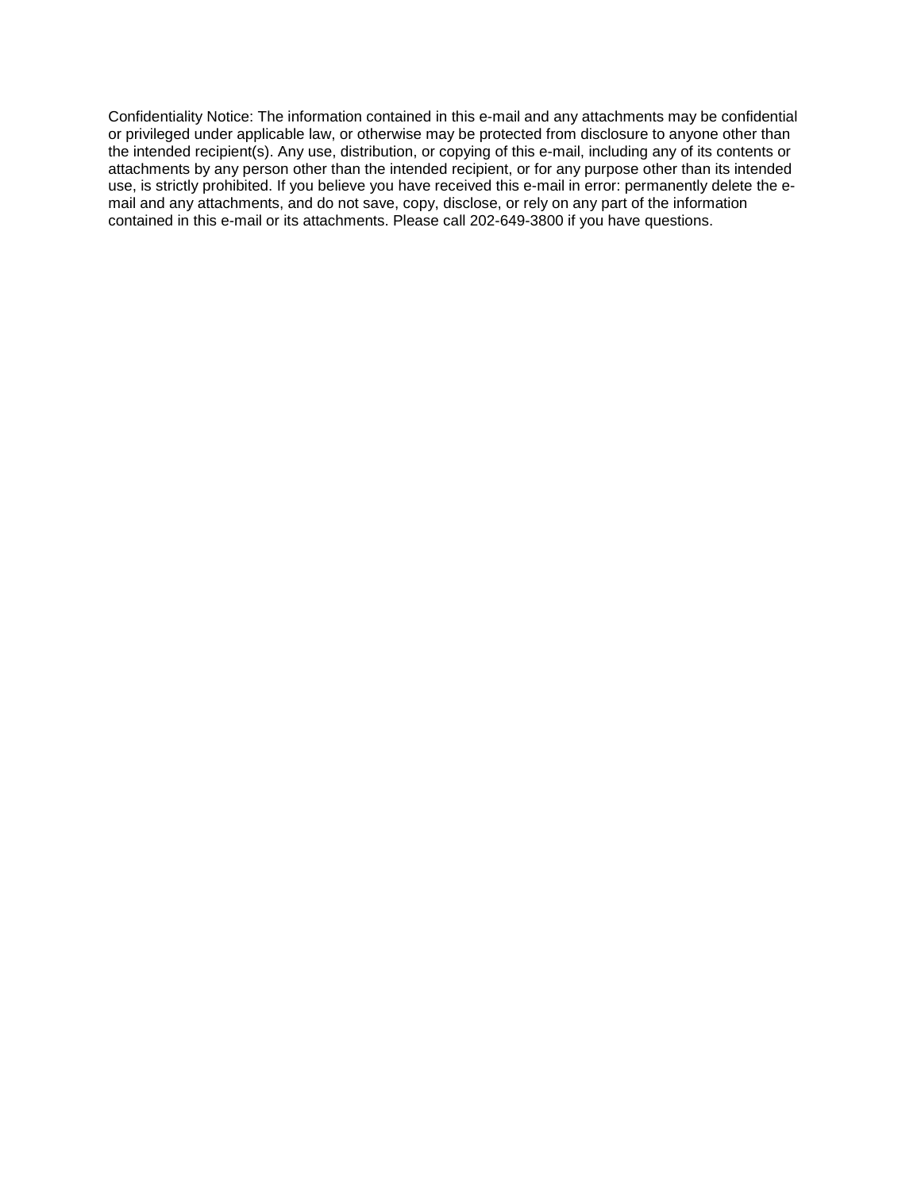Confidentiality Notice: The information contained in this e-mail and any attachments may be confidential or privileged under applicable law, or otherwise may be protected from disclosure to anyone other than the intended recipient(s). Any use, distribution, or copying of this e-mail, including any of its contents or attachments by any person other than the intended recipient, or for any purpose other than its intended use, is strictly prohibited. If you believe you have received this e-mail in error: permanently delete the e-mail and any attachments, and do not save, copy, disclose, or rely on any part of the information contained in this e-mail or its attachments. Please call 202-649-3800 if you have questions.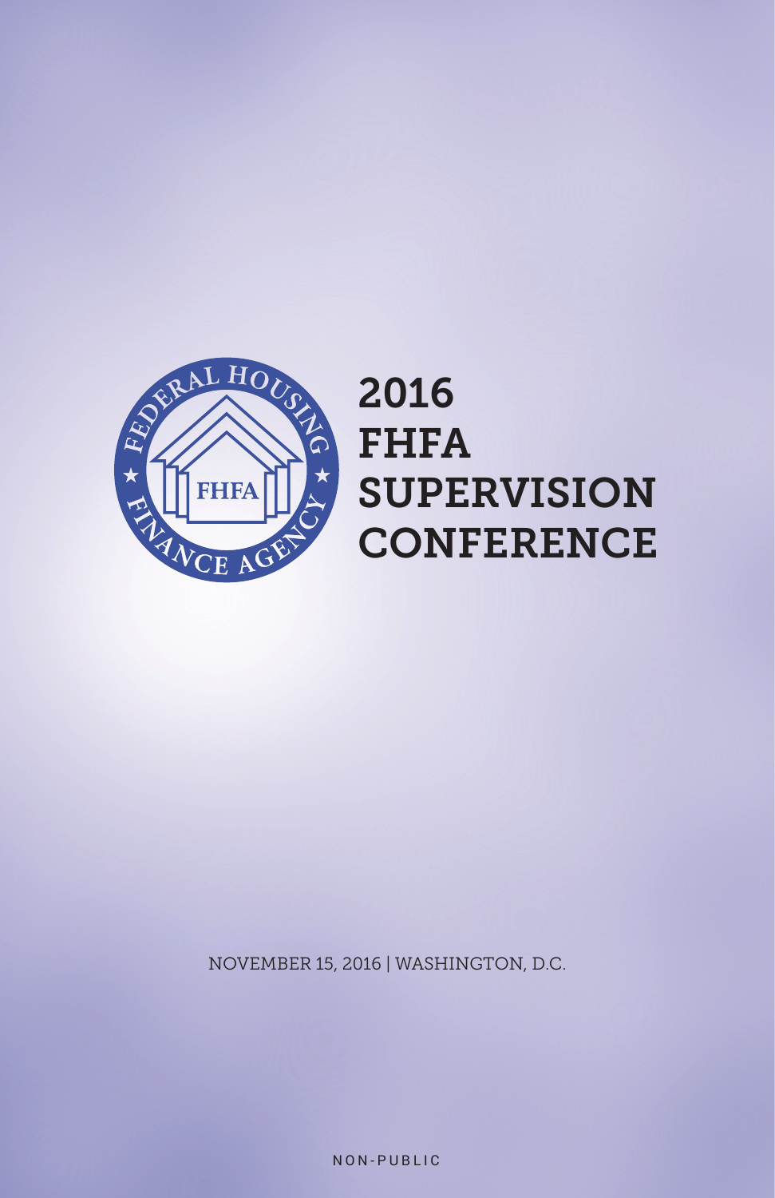# 2016 FHFA SUPERVISION CONFERENCE

NOVEMBER 15, 2016 | WASHINGTON, D.C.

NON-PUBLIC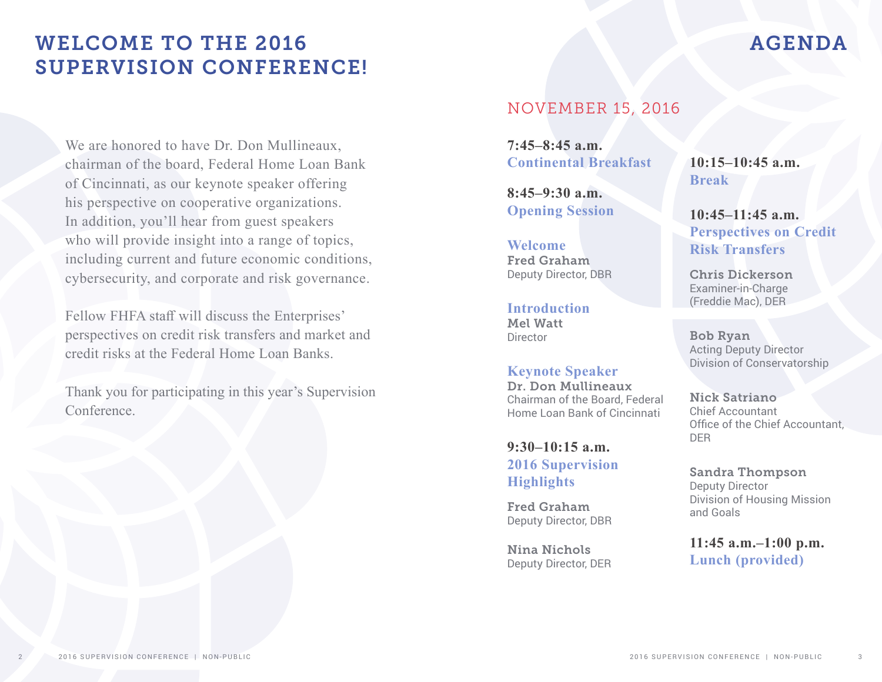# WELCOME TO THE 2016 SUPERVISION CONFERENCE!

We are honored to have Dr. Don Mullineaux, chairman of the board, Federal Home Loan Bank of Cincinnati, as our keynote speaker offering his perspective on cooperative organizations. In addition, you'll hear from guest speakers who will provide insight into a range of topics, including current and future economic conditions, cybersecurity, and corporate and risk governance.

Fellow FHFA staff will discuss the Enterprises' perspectives on credit risk transfers and market and credit risks at the Federal Home Loan Banks.

Thank you for participating in this year's Supervision Conference.

# AGENDA

## NOVEMBER 15, 2016

**7:45–8:45 a.m.**
### Continental Breakfast

**8:45–9:30 a.m.**
### Opening Session

**Welcome**
**Fred Graham**
Deputy Director, DBR

**Introduction**
**Mel Watt**
Director

**Keynote Speaker**
**Dr. Don Mullineaux**
Chairman of the Board, Federal Home Loan Bank of Cincinnati

**9:30–10:15 a.m.**
### 2016 Supervision Highlights

**Fred Graham**
Deputy Director, DBR

**Nina Nichols**
Deputy Director, DER

**10:15–10:45 a.m.**
### Break

**10:45–11:45 a.m.**
### Perspectives on Credit Risk Transfers

**Chris Dickerson**
Examiner-in-Charge (Freddie Mac), DER

**Bob Ryan**
Acting Deputy Director
Division of Conservatorship

**Nick Satriano**
Chief Accountant
Office of the Chief Accountant, DER

**Sandra Thompson**
Deputy Director
Division of Housing Mission and Goals

**11:45 a.m.–1:00 p.m.**
### Lunch (provided)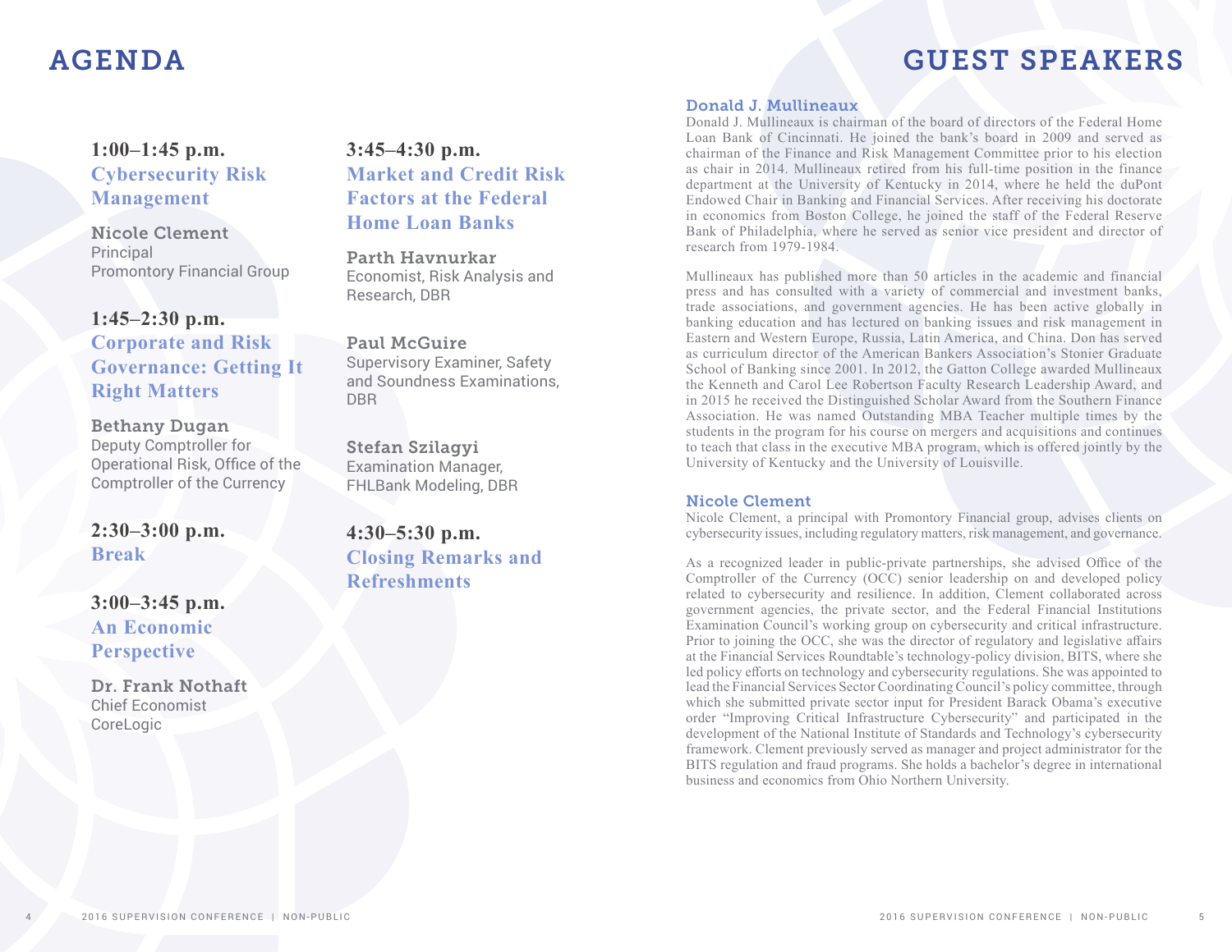# AGENDA

**1:00–1:45 p.m.**
**Cybersecurity Risk Management**

Nicole Clement
Principal
Promontory Financial Group

**1:45–2:30 p.m.**
**Corporate and Risk Governance: Getting It Right Matters**

Bethany Dugan
Deputy Comptroller for Operational Risk, Office of the Comptroller of the Currency

**2:30–3:00 p.m.**
**Break**

**3:00–3:45 p.m.**
**An Economic Perspective**

Dr. Frank Nothaft
Chief Economist
CoreLogic

**3:45–4:30 p.m.**
**Market and Credit Risk Factors at the Federal Home Loan Banks**

Parth Havnurkar
Economist, Risk Analysis and Research, DBR

Paul McGuire
Supervisory Examiner, Safety and Soundness Examinations, DBR

Stefan Szilagyi
Examination Manager, FHLBank Modeling, DBR

**4:30–5:30 p.m.**
**Closing Remarks and Refreshments**

# GUEST SPEAKERS

### Donald J. Mullineaux

Donald J. Mullineaux is chairman of the board of directors of the Federal Home Loan Bank of Cincinnati. He joined the bank's board in 2009 and served as chairman of the Finance and Risk Management Committee prior to his election as chair in 2014. Mullineaux retired from his full-time position in the finance department at the University of Kentucky in 2014, where he held the duPont Endowed Chair in Banking and Financial Services. After receiving his doctorate in economics from Boston College, he joined the staff of the Federal Reserve Bank of Philadelphia, where he served as senior vice president and director of research from 1979-1984.

Mullineaux has published more than 50 articles in the academic and financial press and has consulted with a variety of commercial and investment banks, trade associations, and government agencies. He has been active globally in banking education and has lectured on banking issues and risk management in Eastern and Western Europe, Russia, Latin America, and China. Don has served as curriculum director of the American Bankers Association's Stonier Graduate School of Banking since 2001. In 2012, the Gatton College awarded Mullineaux the Kenneth and Carol Lee Robertson Faculty Research Leadership Award, and in 2015 he received the Distinguished Scholar Award from the Southern Finance Association. He was named Outstanding MBA Teacher multiple times by the students in the program for his course on mergers and acquisitions and continues to teach that class in the executive MBA program, which is offered jointly by the University of Kentucky and the University of Louisville.

### Nicole Clement

Nicole Clement, a principal with Promontory Financial group, advises clients on cybersecurity issues, including regulatory matters, risk management, and governance.

As a recognized leader in public-private partnerships, she advised Office of the Comptroller of the Currency (OCC) senior leadership on and developed policy related to cybersecurity and resilience. In addition, Clement collaborated across government agencies, the private sector, and the Federal Financial Institutions Examination Council's working group on cybersecurity and critical infrastructure. Prior to joining the OCC, she was the director of regulatory and legislative affairs at the Financial Services Roundtable's technology-policy division, BITS, where she led policy efforts on technology and cybersecurity regulations. She was appointed to lead the Financial Services Sector Coordinating Council's policy committee, through which she submitted private sector input for President Barack Obama's executive order "Improving Critical Infrastructure Cybersecurity" and participated in the development of the National Institute of Standards and Technology's cybersecurity framework. Clement previously served as manager and project administrator for the BITS regulation and fraud programs. She holds a bachelor's degree in international business and economics from Ohio Northern University.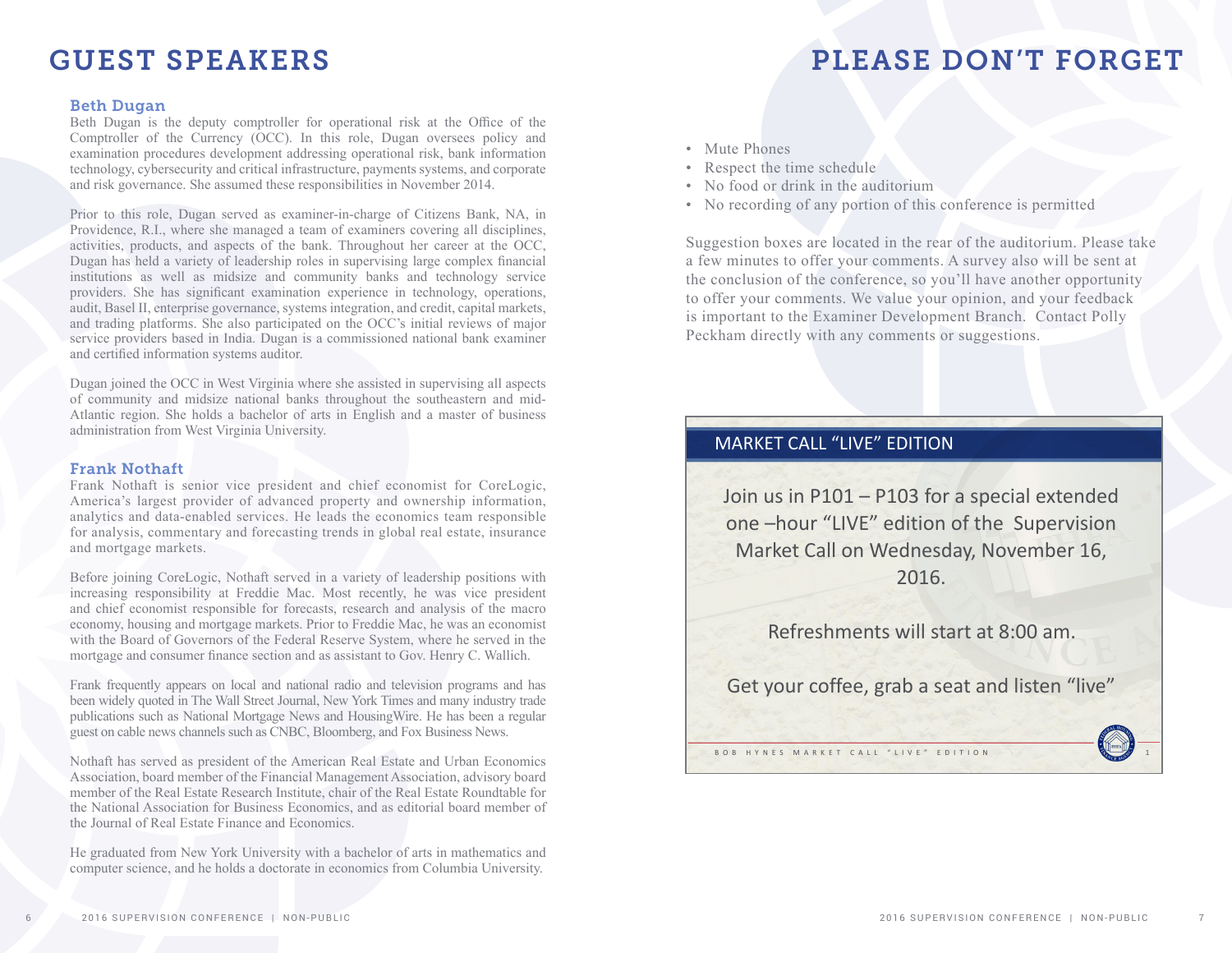# GUEST SPEAKERS

### Beth Dugan

Beth Dugan is the deputy comptroller for operational risk at the Office of the Comptroller of the Currency (OCC). In this role, Dugan oversees policy and examination procedures development addressing operational risk, bank information technology, cybersecurity and critical infrastructure, payments systems, and corporate and risk governance. She assumed these responsibilities in November 2014.

Prior to this role, Dugan served as examiner-in-charge of Citizens Bank, NA, in Providence, R.I., where she managed a team of examiners covering all disciplines, activities, products, and aspects of the bank. Throughout her career at the OCC, Dugan has held a variety of leadership roles in supervising large complex financial institutions as well as midsize and community banks and technology service providers. She has significant examination experience in technology, operations, audit, Basel II, enterprise governance, systems integration, and credit, capital markets, and trading platforms. She also participated on the OCC's initial reviews of major service providers based in India. Dugan is a commissioned national bank examiner and certified information systems auditor.

Dugan joined the OCC in West Virginia where she assisted in supervising all aspects of community and midsize national banks throughout the southeastern and mid-Atlantic region. She holds a bachelor of arts in English and a master of business administration from West Virginia University.

### Frank Nothaft

Frank Nothaft is senior vice president and chief economist for CoreLogic, America's largest provider of advanced property and ownership information, analytics and data-enabled services. He leads the economics team responsible for analysis, commentary and forecasting trends in global real estate, insurance and mortgage markets.

Before joining CoreLogic, Nothaft served in a variety of leadership positions with increasing responsibility at Freddie Mac. Most recently, he was vice president and chief economist responsible for forecasts, research and analysis of the macro economy, housing and mortgage markets. Prior to Freddie Mac, he was an economist with the Board of Governors of the Federal Reserve System, where he served in the mortgage and consumer finance section and as assistant to Gov. Henry C. Wallich.

Frank frequently appears on local and national radio and television programs and has been widely quoted in The Wall Street Journal, New York Times and many industry trade publications such as National Mortgage News and HousingWire. He has been a regular guest on cable news channels such as CNBC, Bloomberg, and Fox Business News.

Nothaft has served as president of the American Real Estate and Urban Economics Association, board member of the Financial Management Association, advisory board member of the Real Estate Research Institute, chair of the Real Estate Roundtable for the National Association for Business Economics, and as editorial board member of the Journal of Real Estate Finance and Economics.

He graduated from New York University with a bachelor of arts in mathematics and computer science, and he holds a doctorate in economics from Columbia University.

# PLEASE DON'T FORGET

- Mute Phones
- Respect the time schedule
- No food or drink in the auditorium
- No recording of any portion of this conference is permitted

Suggestion boxes are located in the rear of the auditorium. Please take a few minutes to offer your comments. A survey also will be sent at the conclusion of the conference, so you'll have another opportunity to offer your comments. We value your opinion, and your feedback is important to the Examiner Development Branch. Contact Polly Peckham directly with any comments or suggestions.

## MARKET CALL "LIVE" EDITION

Join us in P101 – P103 for a special extended one –hour "LIVE" edition of the Supervision Market Call on Wednesday, November 16, 2016.

Refreshments will start at 8:00 am.

Get your coffee, grab a seat and listen "live"

BOB HYNES MARKET CALL "LIVE" EDITION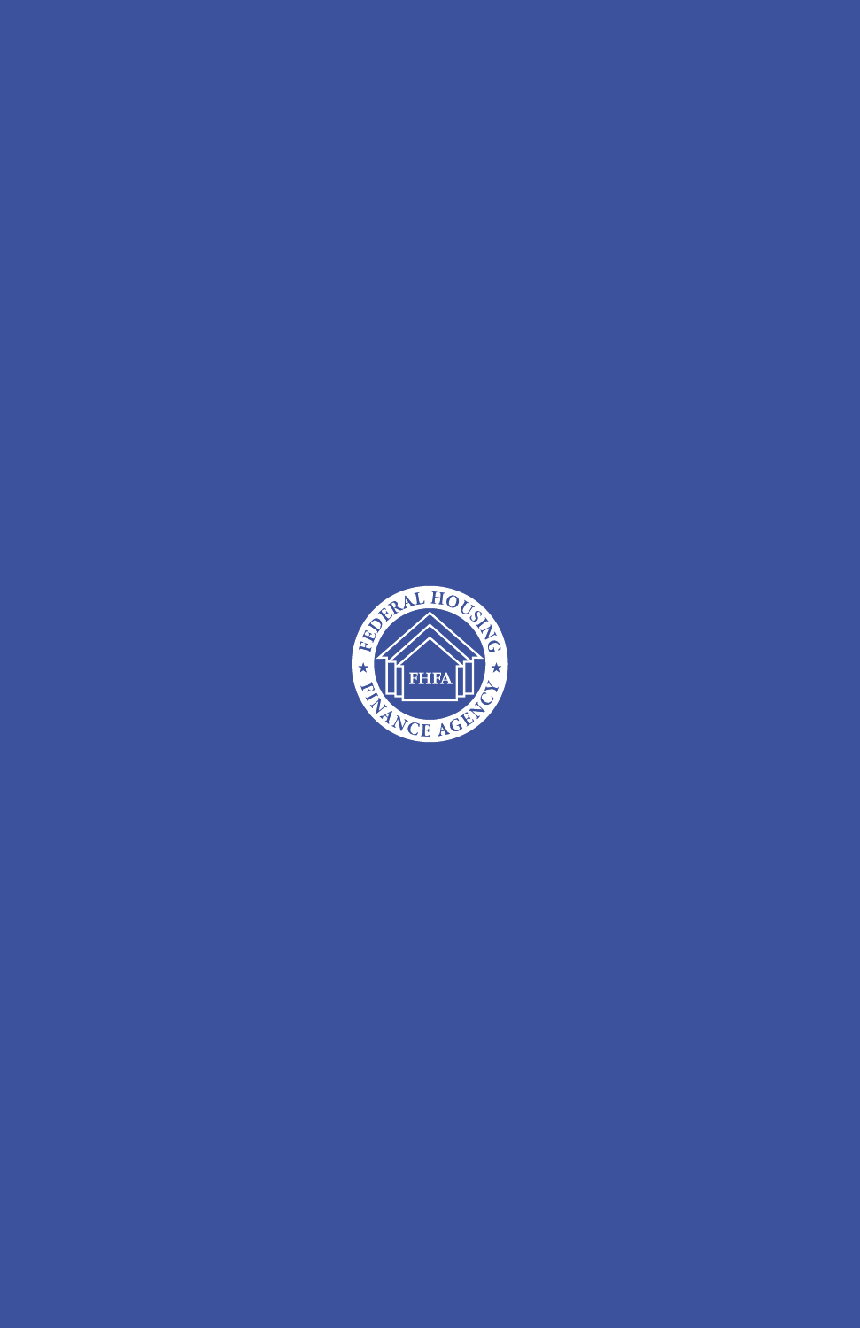FEDERAL HOUSING ★ FINANCE AGENCY ★

FHFA